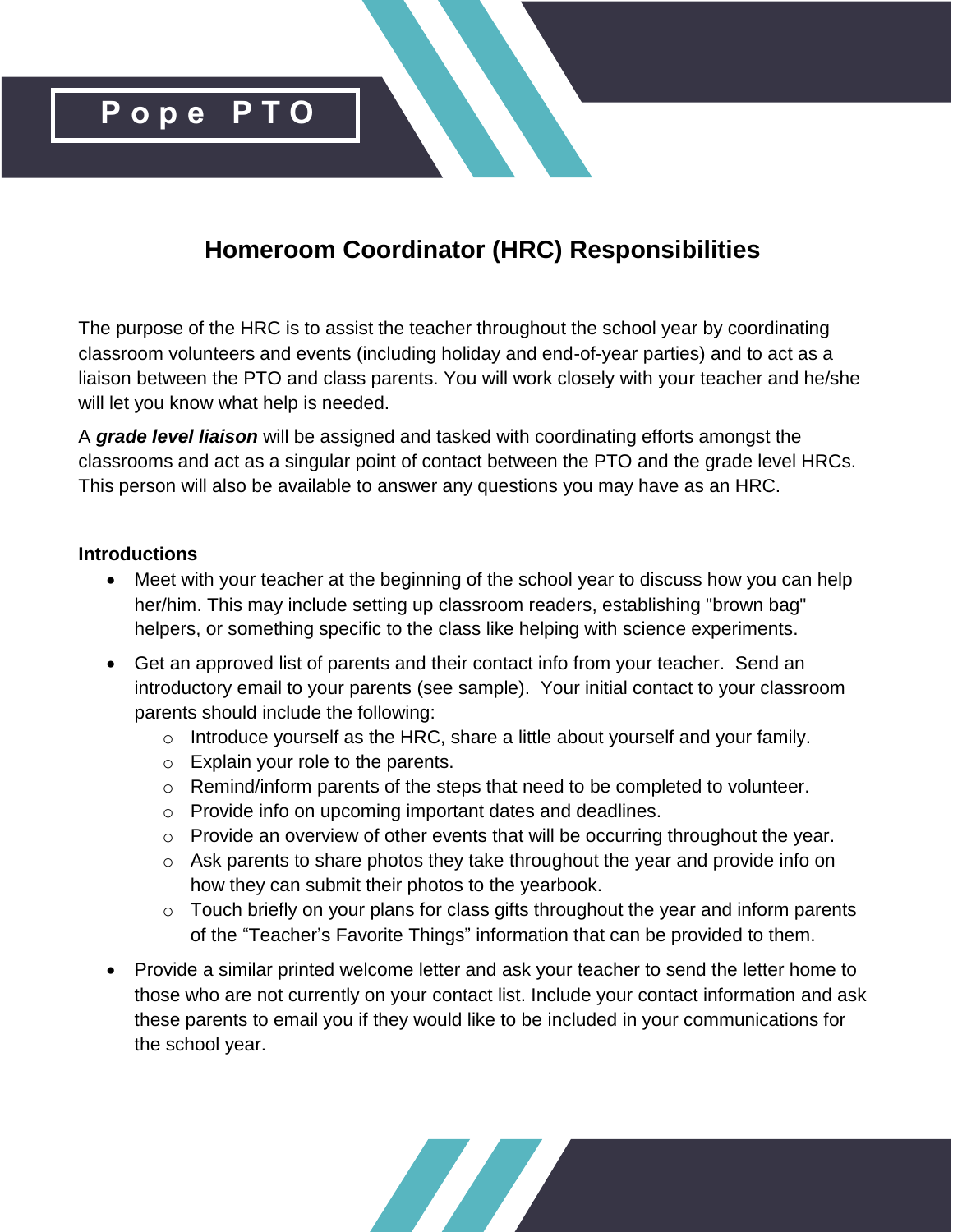# Pope PTO

## Homeroom Coordinator (HRC) Responsibilities

The purpose of the HRC is to assist the teacher throughout the school year by coordinating classroom volunteers and events (including holiday and end-of-year parties) and to act as a liaison between the PTO and class parents. You will work closely with your teacher and he/she will let you know what help is needed.

A ***grade level liaison*** will be assigned and tasked with coordinating efforts amongst the classrooms and act as a singular point of contact between the PTO and the grade level HRCs. This person will also be available to answer any questions you may have as an HRC.

**Introductions**

- Meet with your teacher at the beginning of the school year to discuss how you can help her/him. This may include setting up classroom readers, establishing "brown bag" helpers, or something specific to the class like helping with science experiments.
- Get an approved list of parents and their contact info from your teacher. Send an introductory email to your parents (see sample). Your initial contact to your classroom parents should include the following:
  - Introduce yourself as the HRC, share a little about yourself and your family.
  - Explain your role to the parents.
  - Remind/inform parents of the steps that need to be completed to volunteer.
  - Provide info on upcoming important dates and deadlines.
  - Provide an overview of other events that will be occurring throughout the year.
  - Ask parents to share photos they take throughout the year and provide info on how they can submit their photos to the yearbook.
  - Touch briefly on your plans for class gifts throughout the year and inform parents of the "Teacher's Favorite Things" information that can be provided to them.
- Provide a similar printed welcome letter and ask your teacher to send the letter home to those who are not currently on your contact list. Include your contact information and ask these parents to email you if they would like to be included in your communications for the school year.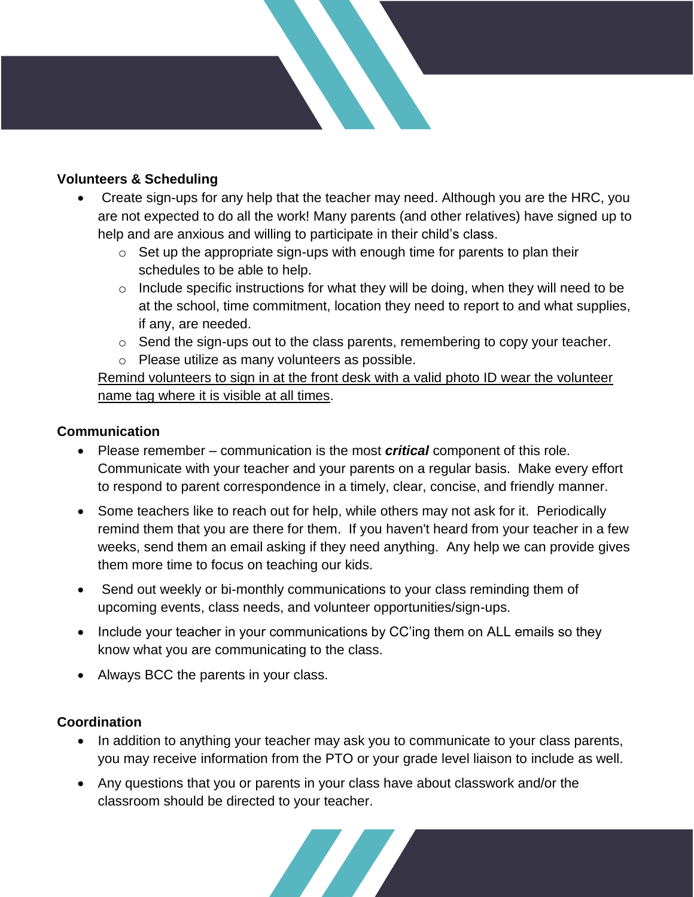**Volunteers & Scheduling**

- Create sign-ups for any help that the teacher may need. Although you are the HRC, you are not expected to do all the work! Many parents (and other relatives) have signed up to help and are anxious and willing to participate in their child's class.
  - Set up the appropriate sign-ups with enough time for parents to plan their schedules to be able to help.
  - Include specific instructions for what they will be doing, when they will need to be at the school, time commitment, location they need to report to and what supplies, if any, are needed.
  - Send the sign-ups out to the class parents, remembering to copy your teacher.
  - Please utilize as many volunteers as possible.

  <u>Remind volunteers to sign in at the front desk with a valid photo ID wear the volunteer name tag where it is visible at all times</u>.

**Communication**

- Please remember – communication is the most ***critical*** component of this role. Communicate with your teacher and your parents on a regular basis. Make every effort to respond to parent correspondence in a timely, clear, concise, and friendly manner.
- Some teachers like to reach out for help, while others may not ask for it. Periodically remind them that you are there for them. If you haven't heard from your teacher in a few weeks, send them an email asking if they need anything. Any help we can provide gives them more time to focus on teaching our kids.
- Send out weekly or bi-monthly communications to your class reminding them of upcoming events, class needs, and volunteer opportunities/sign-ups.
- Include your teacher in your communications by CC'ing them on ALL emails so they know what you are communicating to the class.
- Always BCC the parents in your class.

**Coordination**

- In addition to anything your teacher may ask you to communicate to your class parents, you may receive information from the PTO or your grade level liaison to include as well.
- Any questions that you or parents in your class have about classwork and/or the classroom should be directed to your teacher.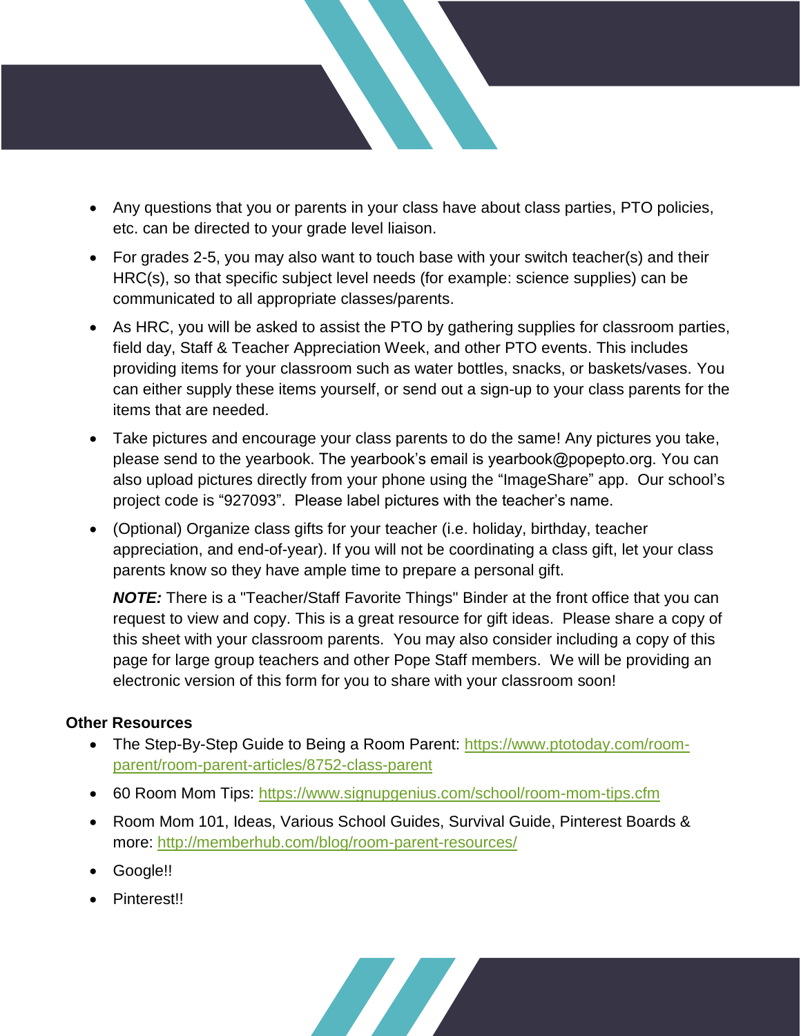- Any questions that you or parents in your class have about class parties, PTO policies, etc. can be directed to your grade level liaison.
- For grades 2-5, you may also want to touch base with your switch teacher(s) and their HRC(s), so that specific subject level needs (for example: science supplies) can be communicated to all appropriate classes/parents.
- As HRC, you will be asked to assist the PTO by gathering supplies for classroom parties, field day, Staff & Teacher Appreciation Week, and other PTO events. This includes providing items for your classroom such as water bottles, snacks, or baskets/vases. You can either supply these items yourself, or send out a sign-up to your class parents for the items that are needed.
- Take pictures and encourage your class parents to do the same! Any pictures you take, please send to the yearbook. The yearbook's email is yearbook@popepto.org. You can also upload pictures directly from your phone using the "ImageShare" app. Our school's project code is "927093". Please label pictures with the teacher's name.
- (Optional) Organize class gifts for your teacher (i.e. holiday, birthday, teacher appreciation, and end-of-year). If you will not be coordinating a class gift, let your class parents know so they have ample time to prepare a personal gift.

  ***NOTE:*** There is a "Teacher/Staff Favorite Things" Binder at the front office that you can request to view and copy. This is a great resource for gift ideas. Please share a copy of this sheet with your classroom parents. You may also consider including a copy of this page for large group teachers and other Pope Staff members. We will be providing an electronic version of this form for you to share with your classroom soon!

**Other Resources**

- The Step-By-Step Guide to Being a Room Parent: [https://www.ptotoday.com/room-parent/room-parent-articles/8752-class-parent](https://www.ptotoday.com/room-parent/room-parent-articles/8752-class-parent)
- 60 Room Mom Tips: [https://www.signupgenius.com/school/room-mom-tips.cfm](https://www.signupgenius.com/school/room-mom-tips.cfm)
- Room Mom 101, Ideas, Various School Guides, Survival Guide, Pinterest Boards & more: [http://memberhub.com/blog/room-parent-resources/](http://memberhub.com/blog/room-parent-resources/)
- Google!!
- Pinterest!!